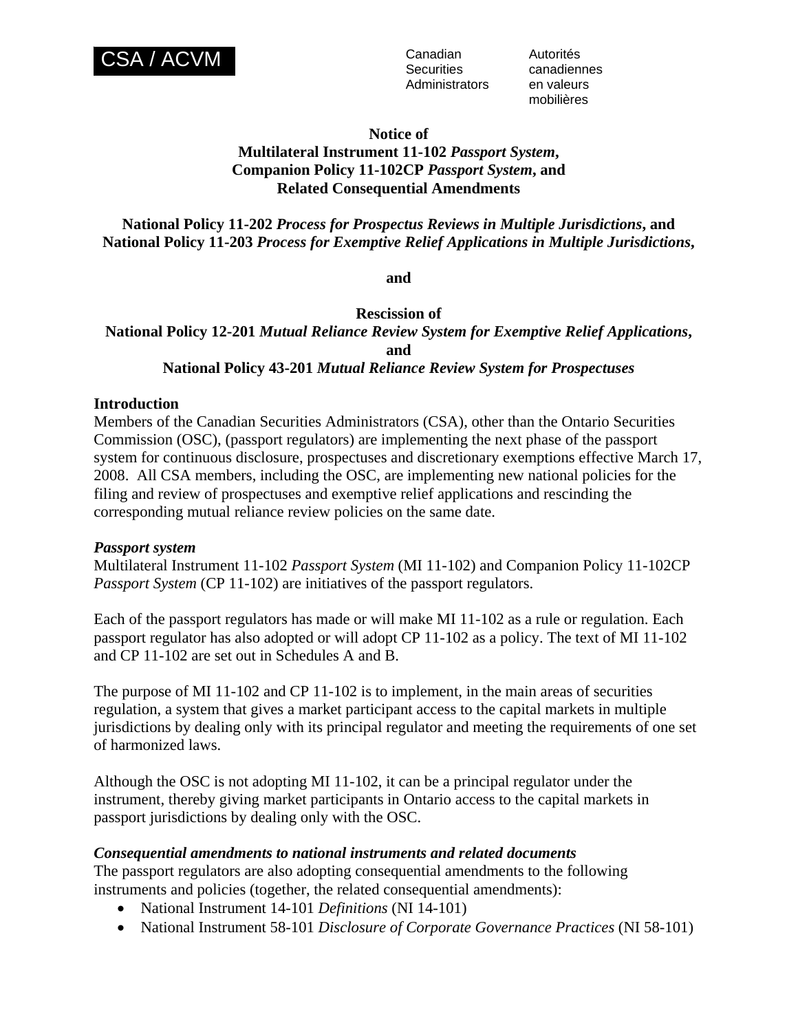CSA / ACVM

Canadian Securities Administrators

Autorités canadiennes en valeurs mobilières

**Notice of**
**Multilateral Instrument 11-102 *Passport System*,**
**Companion Policy 11-102CP *Passport System*, and**
**Related Consequential Amendments**

**National Policy 11-202 *Process for Prospectus Reviews in Multiple Jurisdictions*, and**
**National Policy 11-203 *Process for Exemptive Relief Applications in Multiple Jurisdictions*,**

**and**

**Rescission of**
**National Policy 12-201 *Mutual Reliance Review System for Exemptive Relief Applications*,**
**and**
**National Policy 43-201 *Mutual Reliance Review System for Prospectuses***

## Introduction

Members of the Canadian Securities Administrators (CSA), other than the Ontario Securities Commission (OSC), (passport regulators) are implementing the next phase of the passport system for continuous disclosure, prospectuses and discretionary exemptions effective March 17, 2008. All CSA members, including the OSC, are implementing new national policies for the filing and review of prospectuses and exemptive relief applications and rescinding the corresponding mutual reliance review policies on the same date.

### *Passport system*

Multilateral Instrument 11-102 *Passport System* (MI 11-102) and Companion Policy 11-102CP *Passport System* (CP 11-102) are initiatives of the passport regulators.

Each of the passport regulators has made or will make MI 11-102 as a rule or regulation. Each passport regulator has also adopted or will adopt CP 11-102 as a policy. The text of MI 11-102 and CP 11-102 are set out in Schedules A and B.

The purpose of MI 11-102 and CP 11-102 is to implement, in the main areas of securities regulation, a system that gives a market participant access to the capital markets in multiple jurisdictions by dealing only with its principal regulator and meeting the requirements of one set of harmonized laws.

Although the OSC is not adopting MI 11-102, it can be a principal regulator under the instrument, thereby giving market participants in Ontario access to the capital markets in passport jurisdictions by dealing only with the OSC.

### *Consequential amendments to national instruments and related documents*

The passport regulators are also adopting consequential amendments to the following instruments and policies (together, the related consequential amendments):

- National Instrument 14-101 *Definitions* (NI 14-101)
- National Instrument 58-101 *Disclosure of Corporate Governance Practices* (NI 58-101)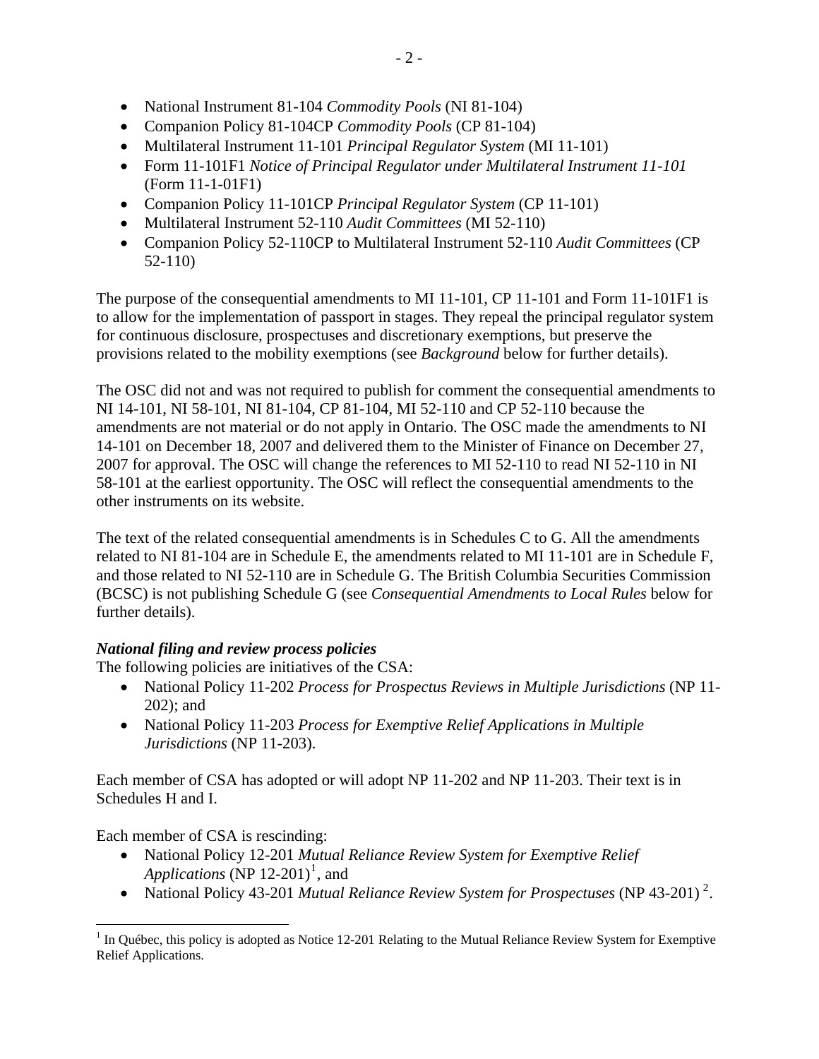- National Instrument 81-104 *Commodity Pools* (NI 81-104)
- Companion Policy 81-104CP *Commodity Pools* (CP 81-104)
- Multilateral Instrument 11-101 *Principal Regulator System* (MI 11-101)
- Form 11-101F1 *Notice of Principal Regulator under Multilateral Instrument 11-101* (Form 11-1-01F1)
- Companion Policy 11-101CP *Principal Regulator System* (CP 11-101)
- Multilateral Instrument 52-110 *Audit Committees* (MI 52-110)
- Companion Policy 52-110CP to Multilateral Instrument 52-110 *Audit Committees* (CP 52-110)

The purpose of the consequential amendments to MI 11-101, CP 11-101 and Form 11-101F1 is to allow for the implementation of passport in stages. They repeal the principal regulator system for continuous disclosure, prospectuses and discretionary exemptions, but preserve the provisions related to the mobility exemptions (see *Background* below for further details).

The OSC did not and was not required to publish for comment the consequential amendments to NI 14-101, NI 58-101, NI 81-104, CP 81-104, MI 52-110 and CP 52-110 because the amendments are not material or do not apply in Ontario. The OSC made the amendments to NI 14-101 on December 18, 2007 and delivered them to the Minister of Finance on December 27, 2007 for approval. The OSC will change the references to MI 52-110 to read NI 52-110 in NI 58-101 at the earliest opportunity. The OSC will reflect the consequential amendments to the other instruments on its website.

The text of the related consequential amendments is in Schedules C to G. All the amendments related to NI 81-104 are in Schedule E, the amendments related to MI 11-101 are in Schedule F, and those related to NI 52-110 are in Schedule G. The British Columbia Securities Commission (BCSC) is not publishing Schedule G (see *Consequential Amendments to Local Rules* below for further details).

***National filing and review process policies***

The following policies are initiatives of the CSA:

- National Policy 11-202 *Process for Prospectus Reviews in Multiple Jurisdictions* (NP 11-202); and
- National Policy 11-203 *Process for Exemptive Relief Applications in Multiple Jurisdictions* (NP 11-203).

Each member of CSA has adopted or will adopt NP 11-202 and NP 11-203. Their text is in Schedules H and I.

Each member of CSA is rescinding:

- National Policy 12-201 *Mutual Reliance Review System for Exemptive Relief Applications* (NP 12-201)[1], and
- National Policy 43-201 *Mutual Reliance Review System for Prospectuses* (NP 43-201)[2].

[1] In Québec, this policy is adopted as Notice 12-201 Relating to the Mutual Reliance Review System for Exemptive Relief Applications.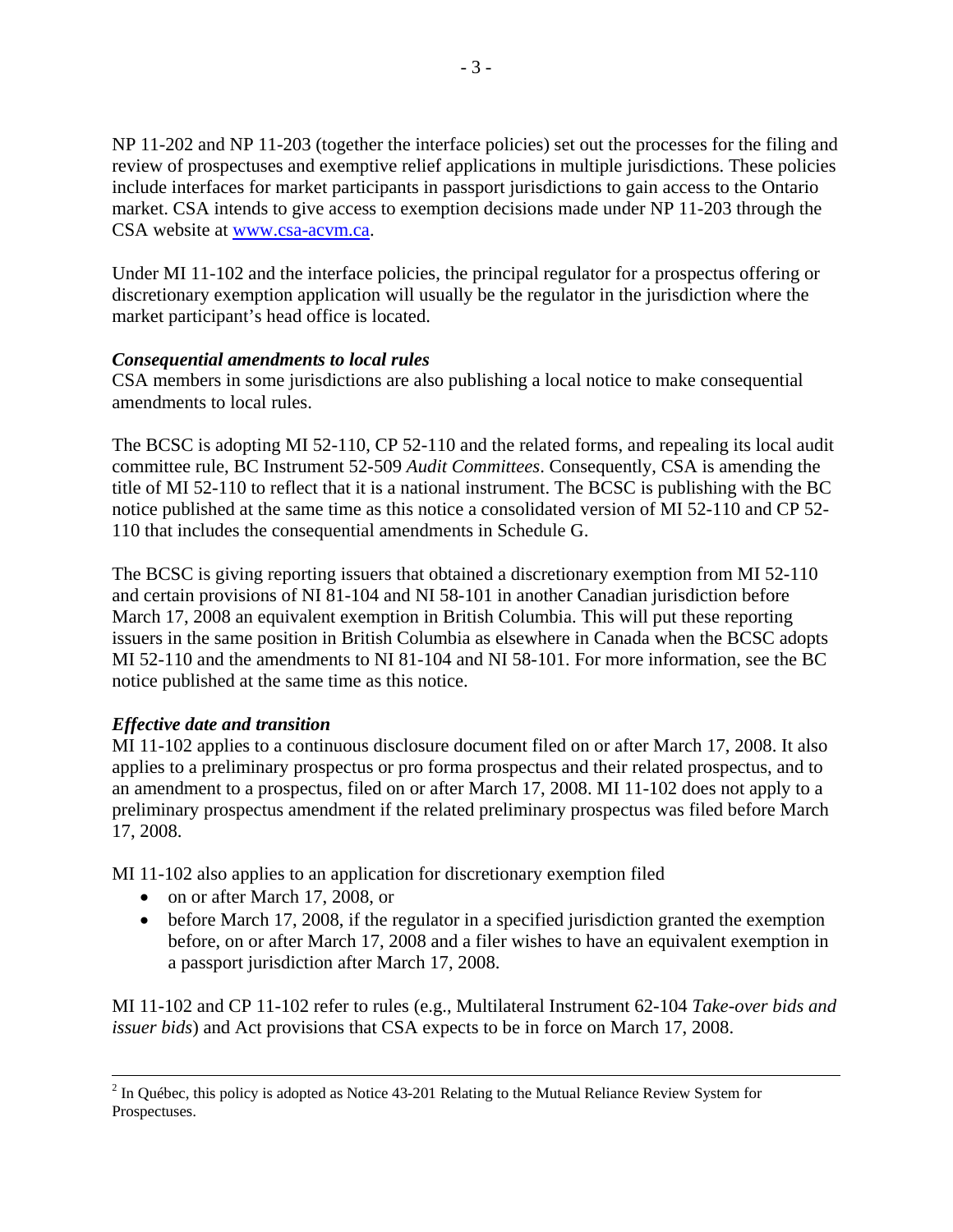NP 11-202 and NP 11-203 (together the interface policies) set out the processes for the filing and review of prospectuses and exemptive relief applications in multiple jurisdictions. These policies include interfaces for market participants in passport jurisdictions to gain access to the Ontario market. CSA intends to give access to exemption decisions made under NP 11-203 through the CSA website at www.csa-acvm.ca.

Under MI 11-102 and the interface policies, the principal regulator for a prospectus offering or discretionary exemption application will usually be the regulator in the jurisdiction where the market participant's head office is located.

***Consequential amendments to local rules***

CSA members in some jurisdictions are also publishing a local notice to make consequential amendments to local rules.

The BCSC is adopting MI 52-110, CP 52-110 and the related forms, and repealing its local audit committee rule, BC Instrument 52-509 *Audit Committees*. Consequently, CSA is amending the title of MI 52-110 to reflect that it is a national instrument. The BCSC is publishing with the BC notice published at the same time as this notice a consolidated version of MI 52-110 and CP 52-110 that includes the consequential amendments in Schedule G.

The BCSC is giving reporting issuers that obtained a discretionary exemption from MI 52-110 and certain provisions of NI 81-104 and NI 58-101 in another Canadian jurisdiction before March 17, 2008 an equivalent exemption in British Columbia. This will put these reporting issuers in the same position in British Columbia as elsewhere in Canada when the BCSC adopts MI 52-110 and the amendments to NI 81-104 and NI 58-101. For more information, see the BC notice published at the same time as this notice.

***Effective date and transition***

MI 11-102 applies to a continuous disclosure document filed on or after March 17, 2008. It also applies to a preliminary prospectus or pro forma prospectus and their related prospectus, and to an amendment to a prospectus, filed on or after March 17, 2008. MI 11-102 does not apply to a preliminary prospectus amendment if the related preliminary prospectus was filed before March 17, 2008.

MI 11-102 also applies to an application for discretionary exemption filed

- on or after March 17, 2008, or
- before March 17, 2008, if the regulator in a specified jurisdiction granted the exemption before, on or after March 17, 2008 and a filer wishes to have an equivalent exemption in a passport jurisdiction after March 17, 2008.

MI 11-102 and CP 11-102 refer to rules (e.g., Multilateral Instrument 62-104 *Take-over bids and issuer bids*) and Act provisions that CSA expects to be in force on March 17, 2008.

---

[2] In Québec, this policy is adopted as Notice 43-201 Relating to the Mutual Reliance Review System for Prospectuses.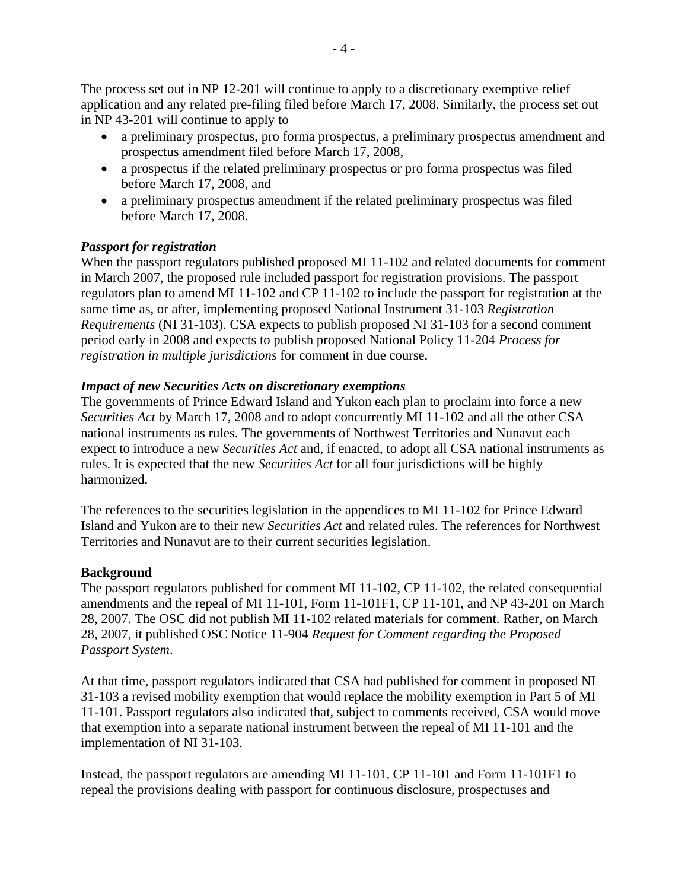The process set out in NP 12-201 will continue to apply to a discretionary exemptive relief application and any related pre-filing filed before March 17, 2008. Similarly, the process set out in NP 43-201 will continue to apply to

- a preliminary prospectus, pro forma prospectus, a preliminary prospectus amendment and prospectus amendment filed before March 17, 2008,
- a prospectus if the related preliminary prospectus or pro forma prospectus was filed before March 17, 2008, and
- a preliminary prospectus amendment if the related preliminary prospectus was filed before March 17, 2008.

***Passport for registration***

When the passport regulators published proposed MI 11-102 and related documents for comment in March 2007, the proposed rule included passport for registration provisions. The passport regulators plan to amend MI 11-102 and CP 11-102 to include the passport for registration at the same time as, or after, implementing proposed National Instrument 31-103 *Registration Requirements* (NI 31-103). CSA expects to publish proposed NI 31-103 for a second comment period early in 2008 and expects to publish proposed National Policy 11-204 *Process for registration in multiple jurisdictions* for comment in due course.

***Impact of new Securities Acts on discretionary exemptions***

The governments of Prince Edward Island and Yukon each plan to proclaim into force a new *Securities Act* by March 17, 2008 and to adopt concurrently MI 11-102 and all the other CSA national instruments as rules. The governments of Northwest Territories and Nunavut each expect to introduce a new *Securities Act* and, if enacted, to adopt all CSA national instruments as rules. It is expected that the new *Securities Act* for all four jurisdictions will be highly harmonized.

The references to the securities legislation in the appendices to MI 11-102 for Prince Edward Island and Yukon are to their new *Securities Act* and related rules. The references for Northwest Territories and Nunavut are to their current securities legislation.

**Background**

The passport regulators published for comment MI 11-102, CP 11-102, the related consequential amendments and the repeal of MI 11-101, Form 11-101F1, CP 11-101, and NP 43-201 on March 28, 2007. The OSC did not publish MI 11-102 related materials for comment. Rather, on March 28, 2007, it published OSC Notice 11-904 *Request for Comment regarding the Proposed Passport System*.

At that time, passport regulators indicated that CSA had published for comment in proposed NI 31-103 a revised mobility exemption that would replace the mobility exemption in Part 5 of MI 11-101. Passport regulators also indicated that, subject to comments received, CSA would move that exemption into a separate national instrument between the repeal of MI 11-101 and the implementation of NI 31-103.

Instead, the passport regulators are amending MI 11-101, CP 11-101 and Form 11-101F1 to repeal the provisions dealing with passport for continuous disclosure, prospectuses and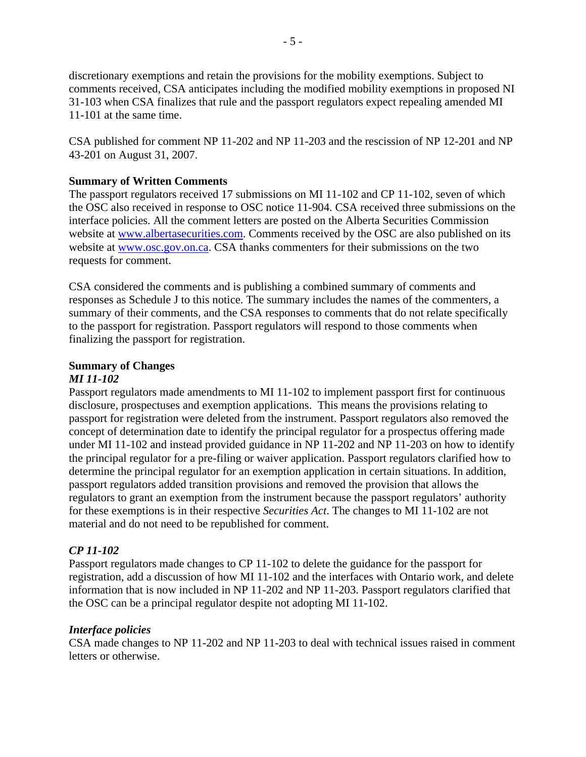discretionary exemptions and retain the provisions for the mobility exemptions. Subject to comments received, CSA anticipates including the modified mobility exemptions in proposed NI 31-103 when CSA finalizes that rule and the passport regulators expect repealing amended MI 11-101 at the same time.

CSA published for comment NP 11-202 and NP 11-203 and the rescission of NP 12-201 and NP 43-201 on August 31, 2007.

**Summary of Written Comments**

The passport regulators received 17 submissions on MI 11-102 and CP 11-102, seven of which the OSC also received in response to OSC notice 11-904. CSA received three submissions on the interface policies. All the comment letters are posted on the Alberta Securities Commission website at www.albertasecurities.com. Comments received by the OSC are also published on its website at www.osc.gov.on.ca. CSA thanks commenters for their submissions on the two requests for comment.

CSA considered the comments and is publishing a combined summary of comments and responses as Schedule J to this notice. The summary includes the names of the commenters, a summary of their comments, and the CSA responses to comments that do not relate specifically to the passport for registration. Passport regulators will respond to those comments when finalizing the passport for registration.

**Summary of Changes**

***MI 11-102***

Passport regulators made amendments to MI 11-102 to implement passport first for continuous disclosure, prospectuses and exemption applications. This means the provisions relating to passport for registration were deleted from the instrument. Passport regulators also removed the concept of determination date to identify the principal regulator for a prospectus offering made under MI 11-102 and instead provided guidance in NP 11-202 and NP 11-203 on how to identify the principal regulator for a pre-filing or waiver application. Passport regulators clarified how to determine the principal regulator for an exemption application in certain situations. In addition, passport regulators added transition provisions and removed the provision that allows the regulators to grant an exemption from the instrument because the passport regulators' authority for these exemptions is in their respective *Securities Act*. The changes to MI 11-102 are not material and do not need to be republished for comment.

***CP 11-102***

Passport regulators made changes to CP 11-102 to delete the guidance for the passport for registration, add a discussion of how MI 11-102 and the interfaces with Ontario work, and delete information that is now included in NP 11-202 and NP 11-203. Passport regulators clarified that the OSC can be a principal regulator despite not adopting MI 11-102.

***Interface policies***

CSA made changes to NP 11-202 and NP 11-203 to deal with technical issues raised in comment letters or otherwise.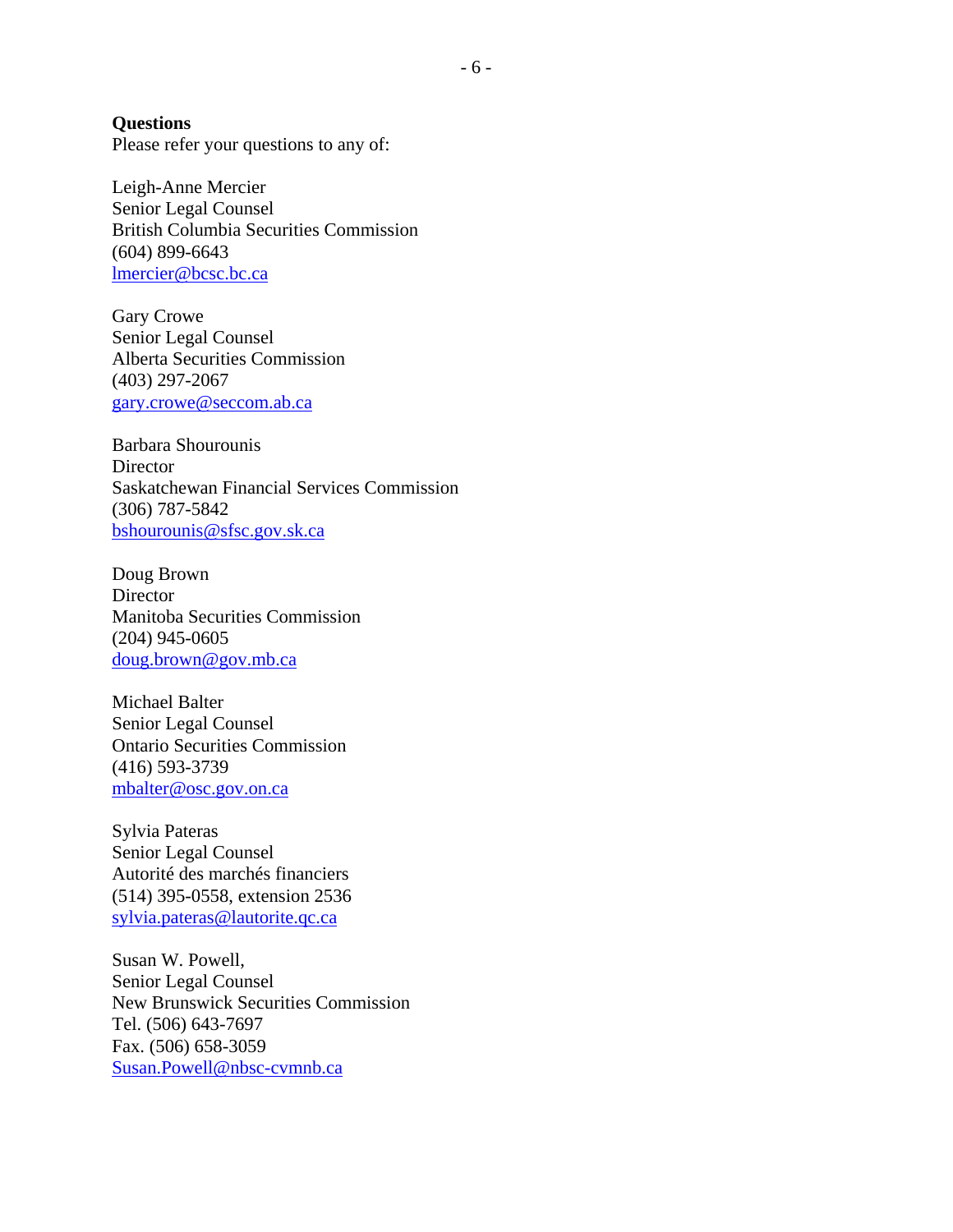**Questions**

Please refer your questions to any of:

Leigh-Anne Mercier
Senior Legal Counsel
British Columbia Securities Commission
(604) 899-6643
lmercier@bcsc.bc.ca

Gary Crowe
Senior Legal Counsel
Alberta Securities Commission
(403) 297-2067
gary.crowe@seccom.ab.ca

Barbara Shourounis
Director
Saskatchewan Financial Services Commission
(306) 787-5842
bshourounis@sfsc.gov.sk.ca

Doug Brown
Director
Manitoba Securities Commission
(204) 945-0605
doug.brown@gov.mb.ca

Michael Balter
Senior Legal Counsel
Ontario Securities Commission
(416) 593-3739
mbalter@osc.gov.on.ca

Sylvia Pateras
Senior Legal Counsel
Autorité des marchés financiers
(514) 395-0558, extension 2536
sylvia.pateras@lautorite.qc.ca

Susan W. Powell,
Senior Legal Counsel
New Brunswick Securities Commission
Tel. (506) 643-7697
Fax. (506) 658-3059
Susan.Powell@nbsc-cvmnb.ca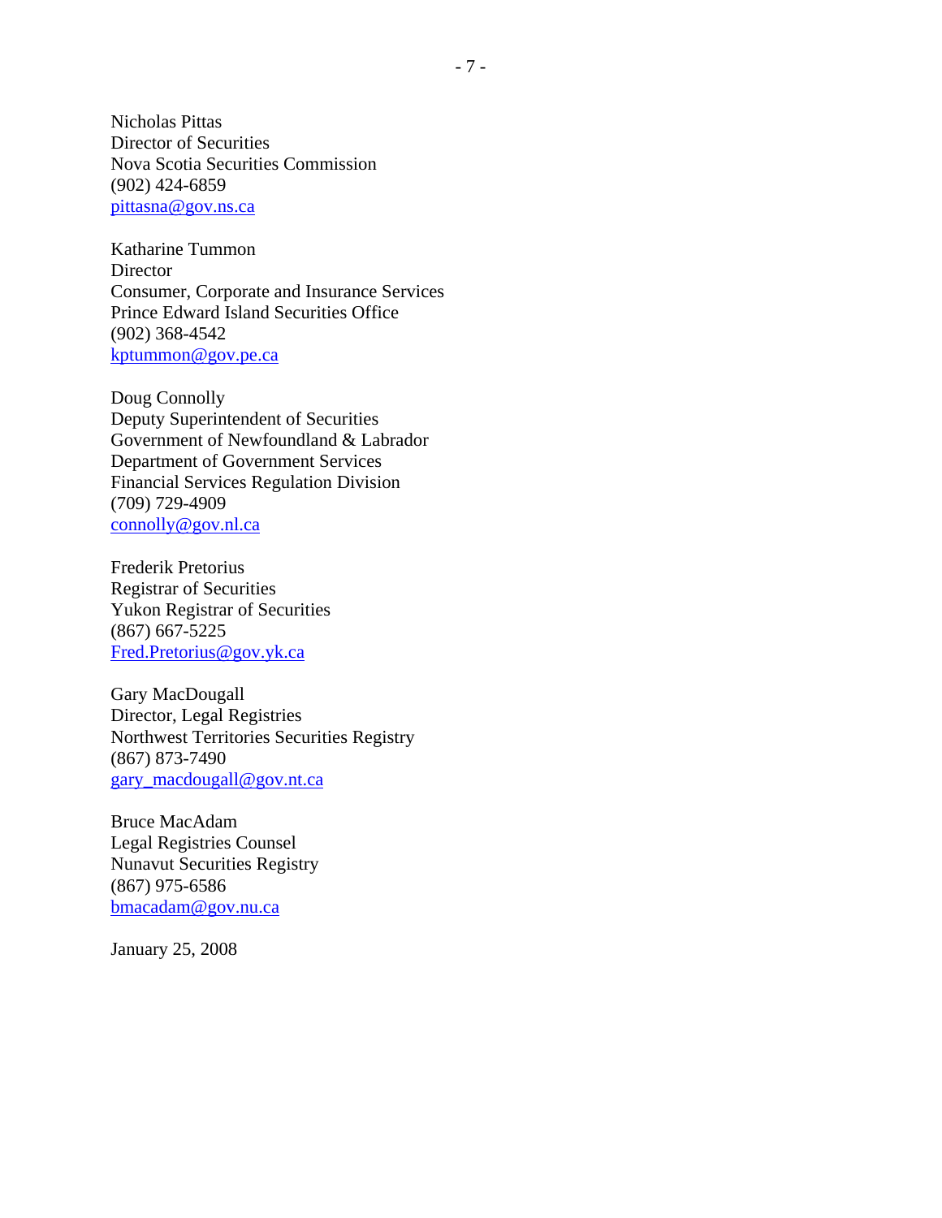Nicholas Pittas
Director of Securities
Nova Scotia Securities Commission
(902) 424-6859
pittasna@gov.ns.ca

Katharine Tummon
Director
Consumer, Corporate and Insurance Services
Prince Edward Island Securities Office
(902) 368-4542
kptummon@gov.pe.ca

Doug Connolly
Deputy Superintendent of Securities
Government of Newfoundland & Labrador
Department of Government Services
Financial Services Regulation Division
(709) 729-4909
connolly@gov.nl.ca

Frederik Pretorius
Registrar of Securities
Yukon Registrar of Securities
(867) 667-5225
Fred.Pretorius@gov.yk.ca

Gary MacDougall
Director, Legal Registries
Northwest Territories Securities Registry
(867) 873-7490
gary_macdougall@gov.nt.ca

Bruce MacAdam
Legal Registries Counsel
Nunavut Securities Registry
(867) 975-6586
bmacadam@gov.nu.ca

January 25, 2008